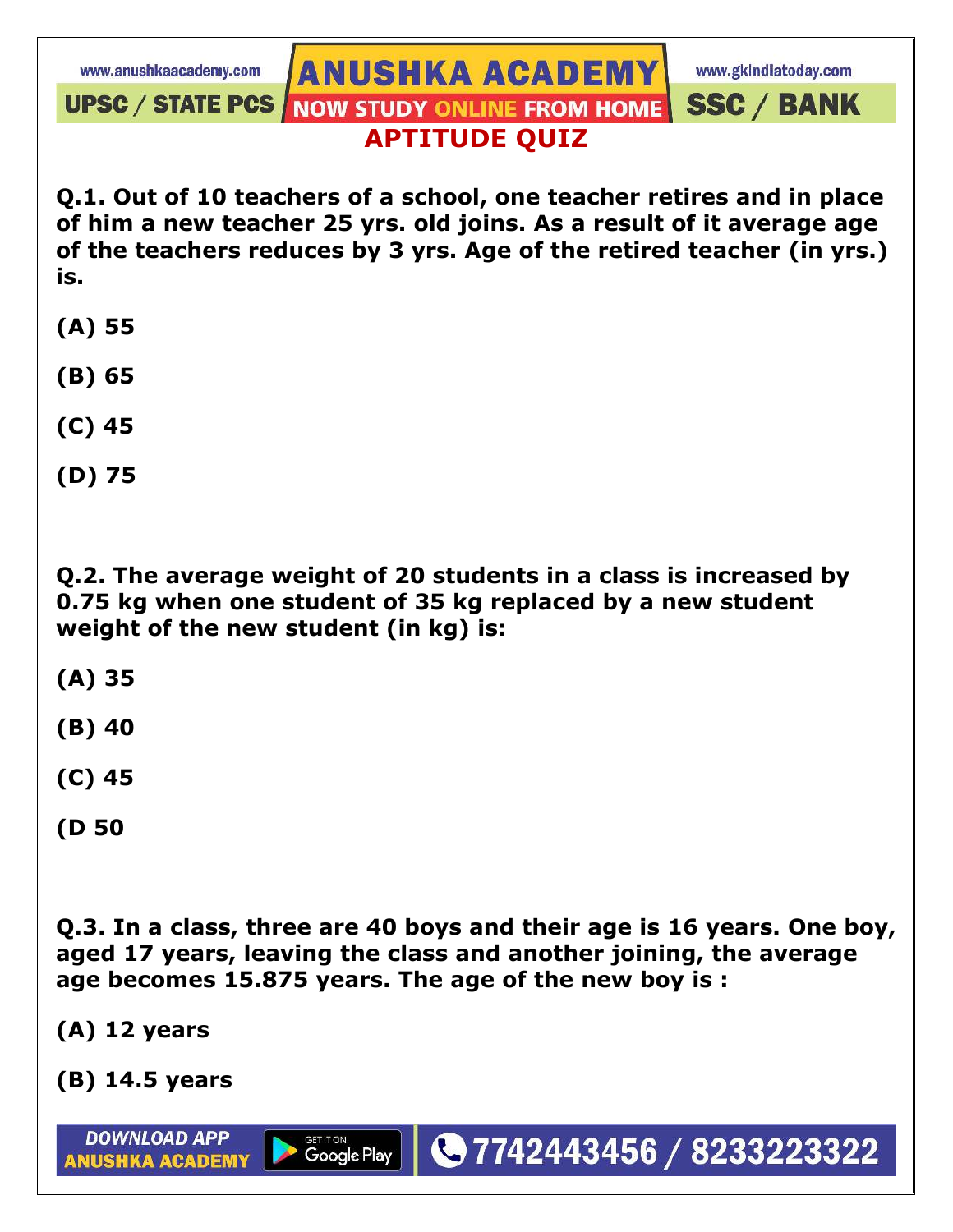# APTITUDE QUIZ

**Q.1. Out of 10 teachers of a school, one teacher retires and in place of him a new teacher 25 yrs. old joins. As a result of it average age of the teachers reduces by 3 yrs. Age of the retired teacher (in yrs.) is.**

**(A) 55**

**(B) 65**

**(C) 45**

**(D) 75**

**Q.2. The average weight of 20 students in a class is increased by 0.75 kg when one student of 35 kg replaced by a new student weight of the new student (in kg) is:**

**(A) 35**

**(B) 40**

**(C) 45**

**(D 50**

**Q.3. In a class, three are 40 boys and their age is 16 years. One boy, aged 17 years, leaving the class and another joining, the average age becomes 15.875 years. The age of the new boy is :**

**(A) 12 years**

**(B) 14.5 years**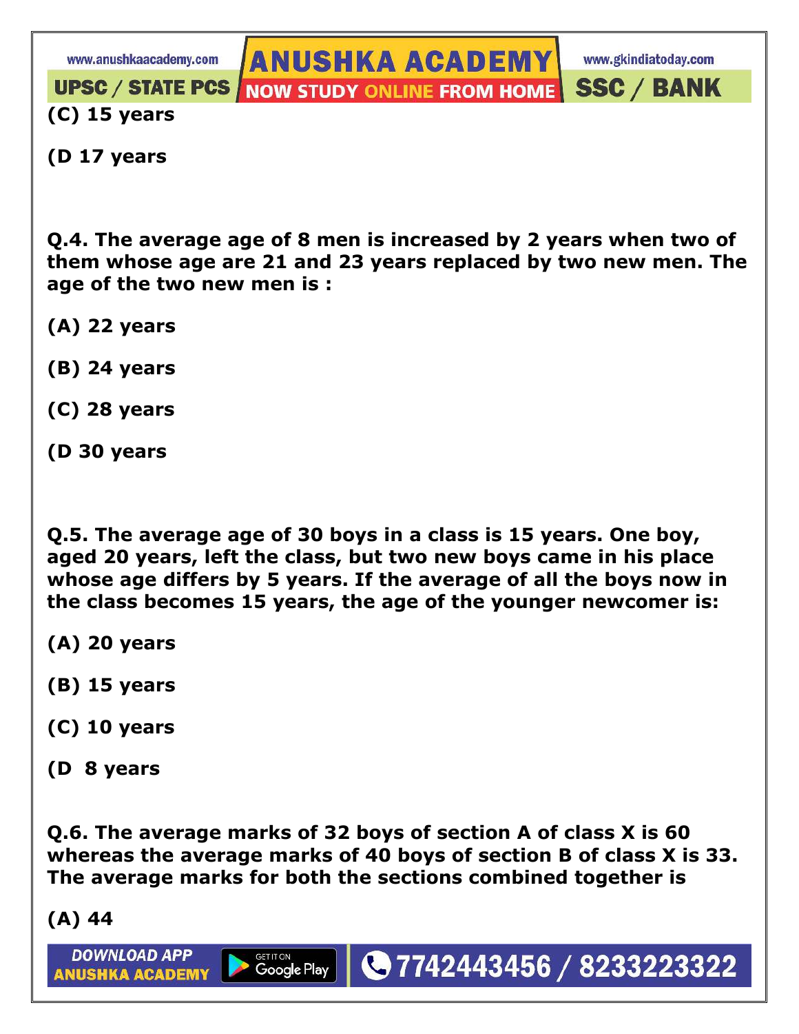**(C) 15 years**

**(D 17 years**

**Q.4. The average age of 8 men is increased by 2 years when two of them whose age are 21 and 23 years replaced by two new men. The age of the two new men is :**

**(A) 22 years**

**(B) 24 years**

**(C) 28 years**

**(D 30 years**

**Q.5. The average age of 30 boys in a class is 15 years. One boy, aged 20 years, left the class, but two new boys came in his place whose age differs by 5 years. If the average of all the boys now in the class becomes 15 years, the age of the younger newcomer is:**

**(A) 20 years**

**(B) 15 years**

**(C) 10 years**

**(D  8 years**

**Q.6. The average marks of 32 boys of section A of class X is 60 whereas the average marks of 40 boys of section B of class X is 33. The average marks for both the sections combined together is**

**(A) 44**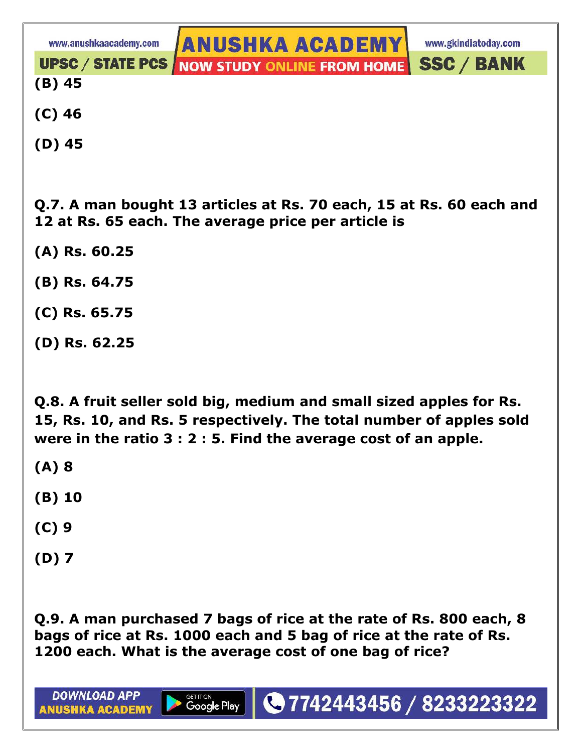**(B) 45**

**(C) 46**

**(D) 45**

**Q.7. A man bought 13 articles at Rs. 70 each, 15 at Rs. 60 each and 12 at Rs. 65 each. The average price per article is**

**(A) Rs. 60.25**

**(B) Rs. 64.75**

**(C) Rs. 65.75**

**(D) Rs. 62.25**

**Q.8. A fruit seller sold big, medium and small sized apples for Rs. 15, Rs. 10, and Rs. 5 respectively. The total number of apples sold were in the ratio 3 : 2 : 5. Find the average cost of an apple.**

**(A) 8**

**(B) 10**

**(C) 9**

**(D) 7**

**Q.9. A man purchased 7 bags of rice at the rate of Rs. 800 each, 8 bags of rice at Rs. 1000 each and 5 bag of rice at the rate of Rs. 1200 each. What is the average cost of one bag of rice?**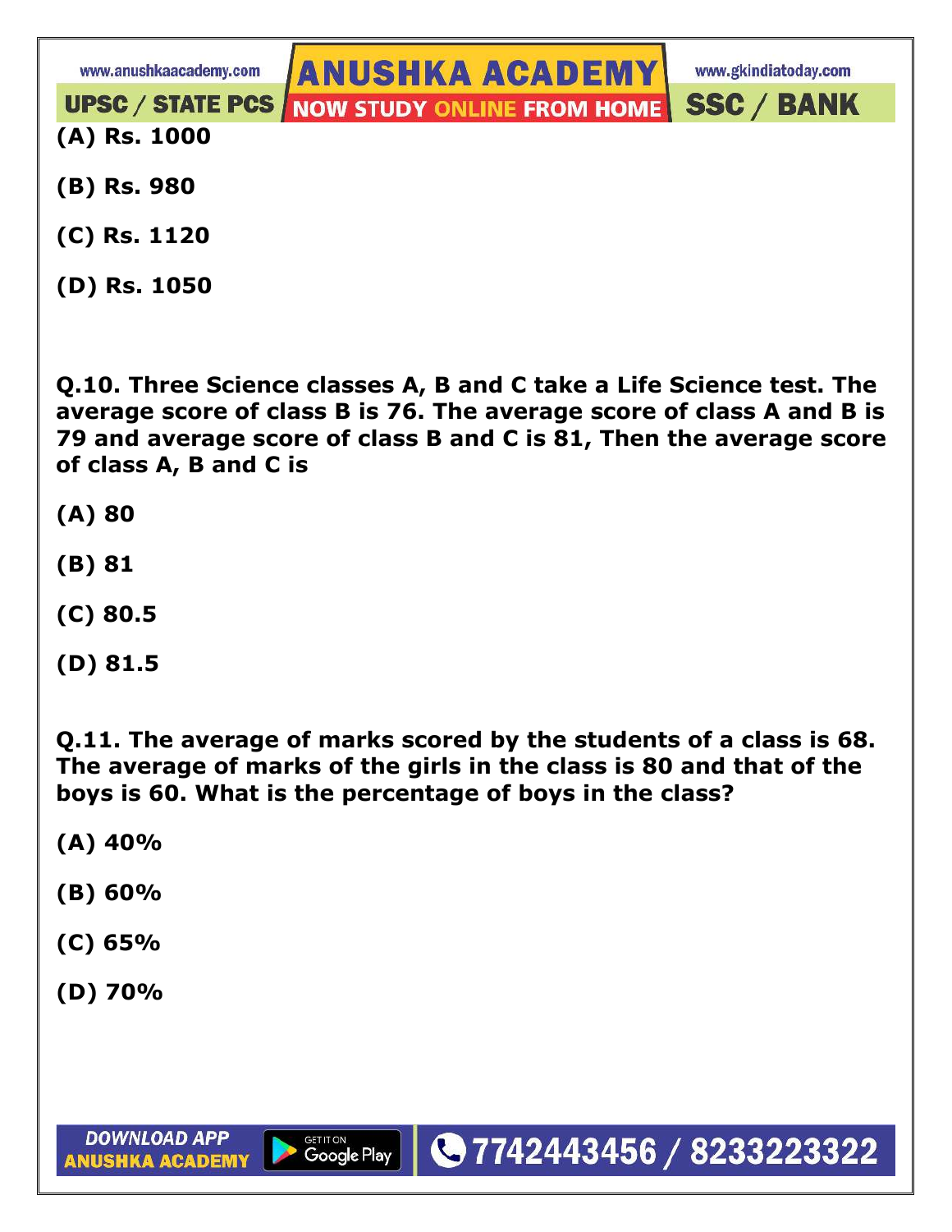**(A) Rs. 1000**

**(B) Rs. 980**

**(C) Rs. 1120**

**(D) Rs. 1050**

**Q.10. Three Science classes A, B and C take a Life Science test. The average score of class B is 76. The average score of class A and B is 79 and average score of class B and C is 81, Then the average score of class A, B and C is**

**(A) 80**

**(B) 81**

**(C) 80.5**

**(D) 81.5**

**Q.11. The average of marks scored by the students of a class is 68. The average of marks of the girls in the class is 80 and that of the boys is 60. What is the percentage of boys in the class?**

**(A) 40%**

**(B) 60%**

**(C) 65%**

**(D) 70%**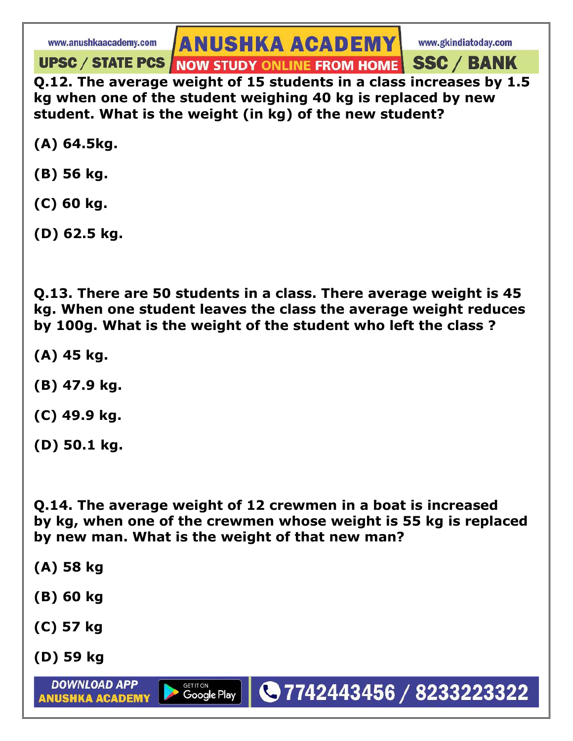**Q.12. The average weight of 15 students in a class increases by 1.5 kg when one of the student weighing 40 kg is replaced by new student. What is the weight (in kg) of the new student?**

**(A) 64.5kg.**

**(B) 56 kg.**

**(C) 60 kg.**

**(D) 62.5 kg.**

**Q.13. There are 50 students in a class. There average weight is 45 kg. When one student leaves the class the average weight reduces by 100g. What is the weight of the student who left the class ?**

**(A) 45 kg.**

**(B) 47.9 kg.**

**(C) 49.9 kg.**

**(D) 50.1 kg.**

**Q.14. The average weight of 12 crewmen in a boat is increased by kg, when one of the crewmen whose weight is 55 kg is replaced by new man. What is the weight of that new man?**

**(A) 58 kg**

**(B) 60 kg**

**(C) 57 kg**

**(D) 59 kg**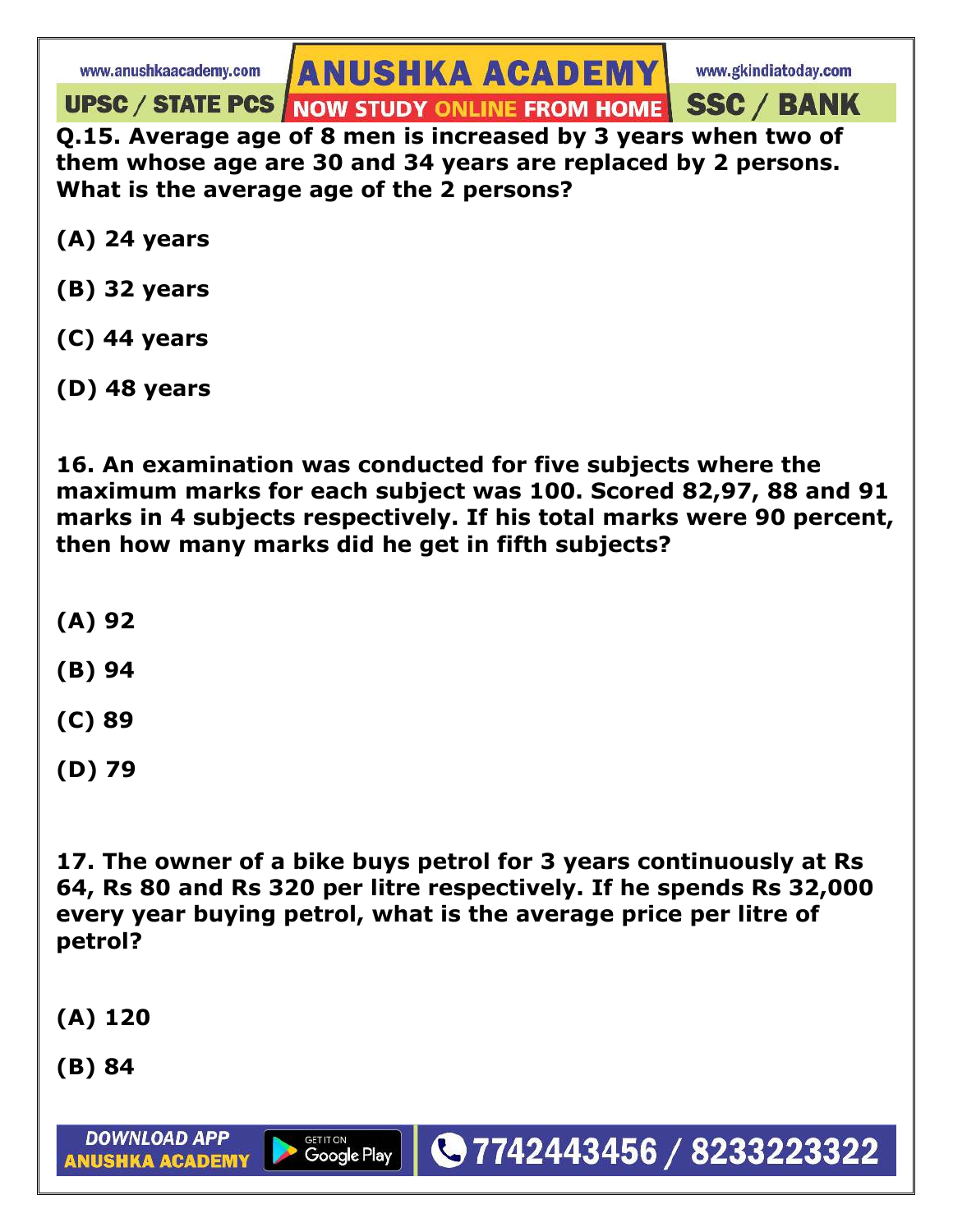**Q.15. Average age of 8 men is increased by 3 years when two of them whose age are 30 and 34 years are replaced by 2 persons. What is the average age of the 2 persons?**

**(A) 24 years**

**(B) 32 years**

**(C) 44 years**

**(D) 48 years**

**16. An examination was conducted for five subjects where the maximum marks for each subject was 100. Scored 82,97, 88 and 91 marks in 4 subjects respectively. If his total marks were 90 percent, then how many marks did he get in fifth subjects?**

**(A) 92**

**(B) 94**

**(C) 89**

**(D) 79**

**17. The owner of a bike buys petrol for 3 years continuously at Rs 64, Rs 80 and Rs 320 per litre respectively. If he spends Rs 32,000 every year buying petrol, what is the average price per litre of petrol?**

**(A) 120**

**(B) 84**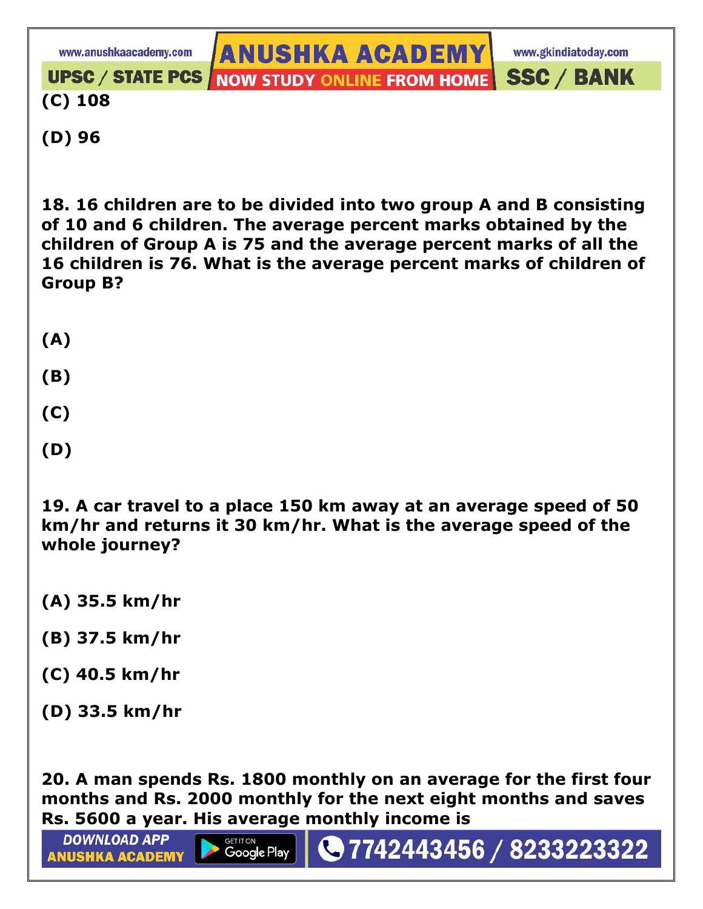**(C) 108**

**(D) 96**

**18. 16 children are to be divided into two group A and B consisting of 10 and 6 children. The average percent marks obtained by the children of Group A is 75 and the average percent marks of all the 16 children is 76. What is the average percent marks of children of Group B?**

**(A)**

**(B)**

**(C)**

**(D)**

**19. A car travel to a place 150 km away at an average speed of 50 km/hr and returns it 30 km/hr. What is the average speed of the whole journey?**

**(A) 35.5 km/hr**

**(B) 37.5 km/hr**

**(C) 40.5 km/hr**

**(D) 33.5 km/hr**

**20. A man spends Rs. 1800 monthly on an average for the first four months and Rs. 2000 monthly for the next eight months and saves Rs. 5600 a year. His average monthly income is**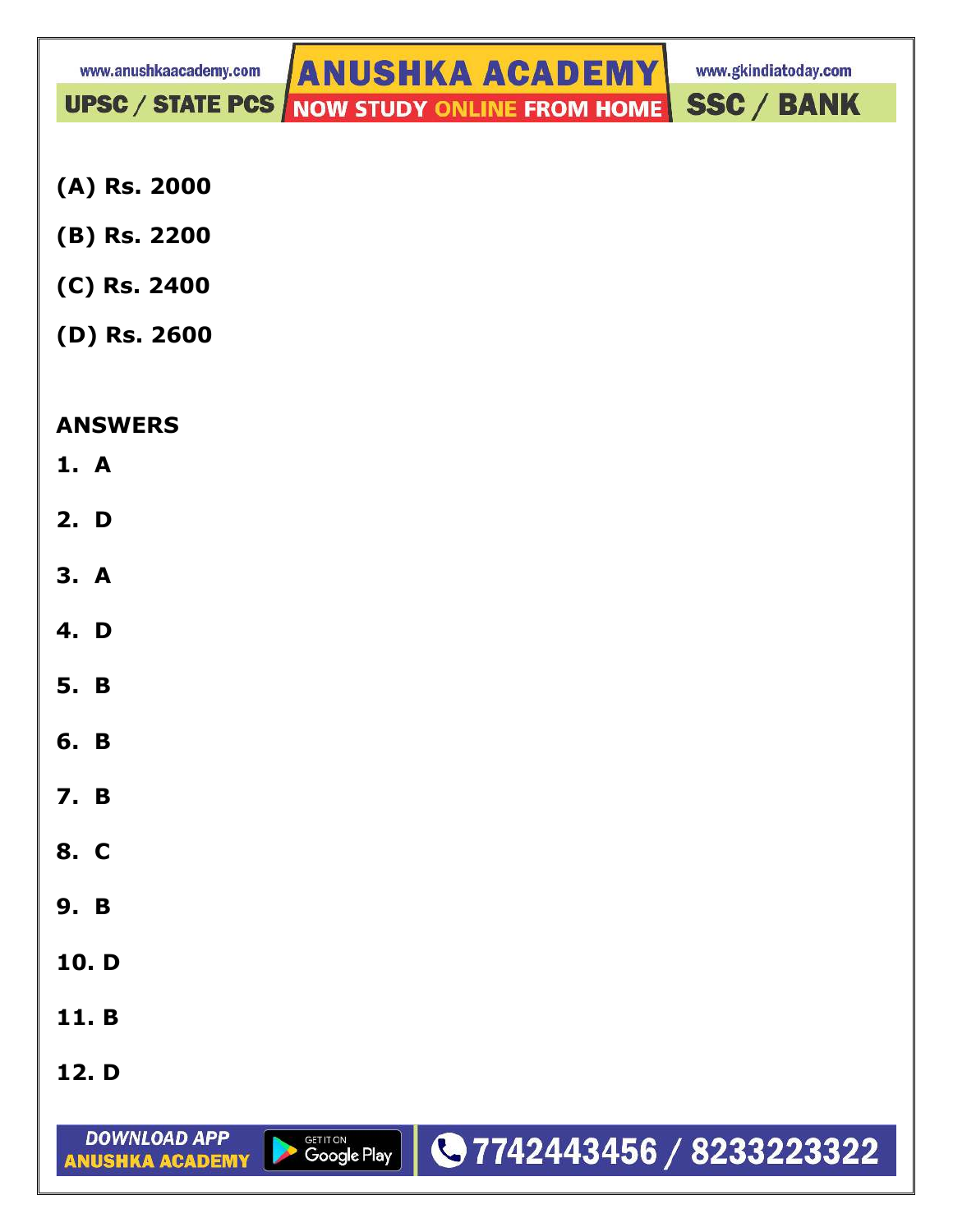**(A) Rs. 2000**

**(B) Rs. 2200**

**(C) Rs. 2400**

**(D) Rs. 2600**

**ANSWERS**

1. **A**
2. **D**
3. **A**
4. **D**
5. **B**
6. **B**
7. **B**
8. **C**
9. **B**
10. **D**
11. **B**
12. **D**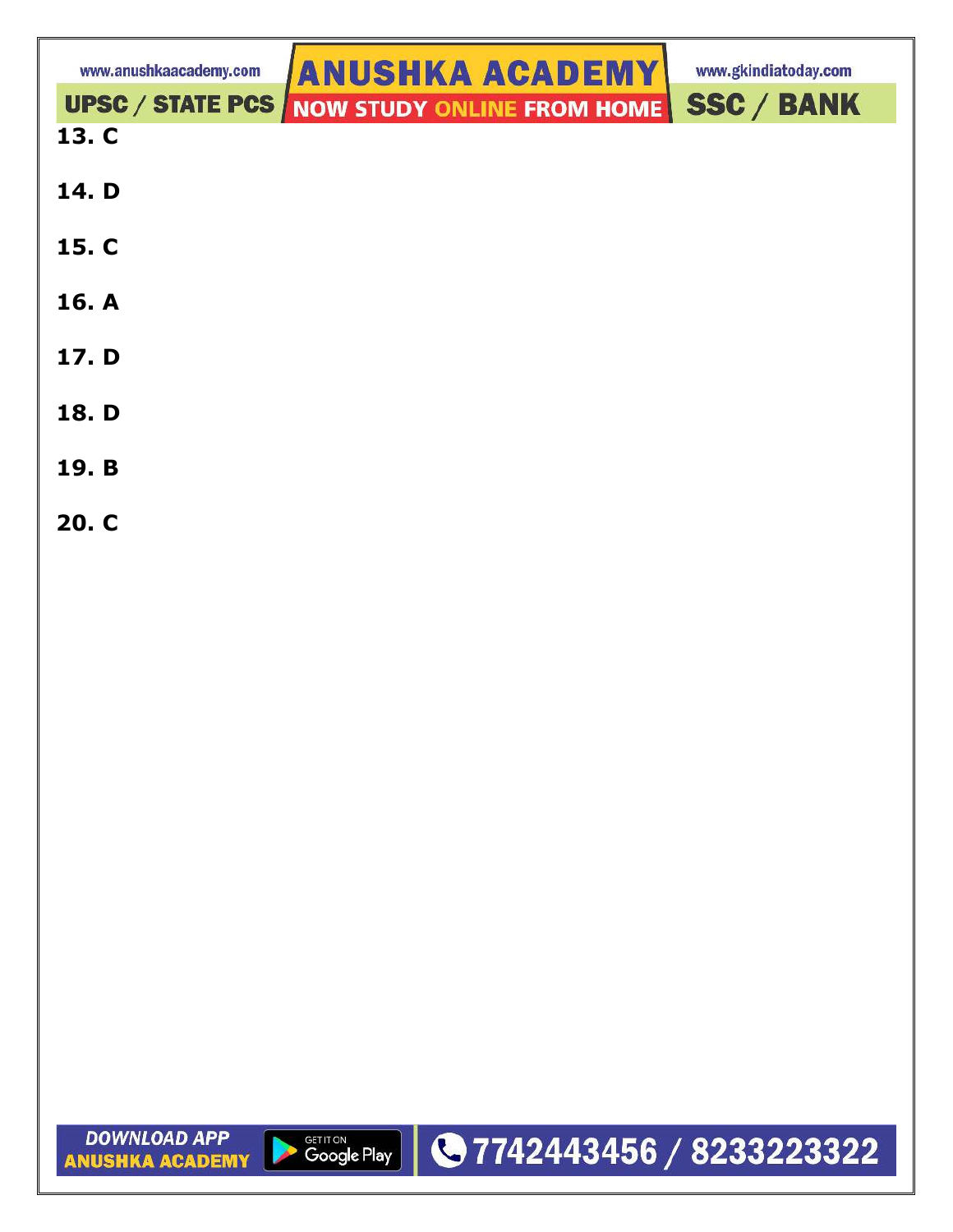**13. C**

**14. D**

**15. C**

**16. A**

**17. D**

**18. D**

**19. B**

**20. C**